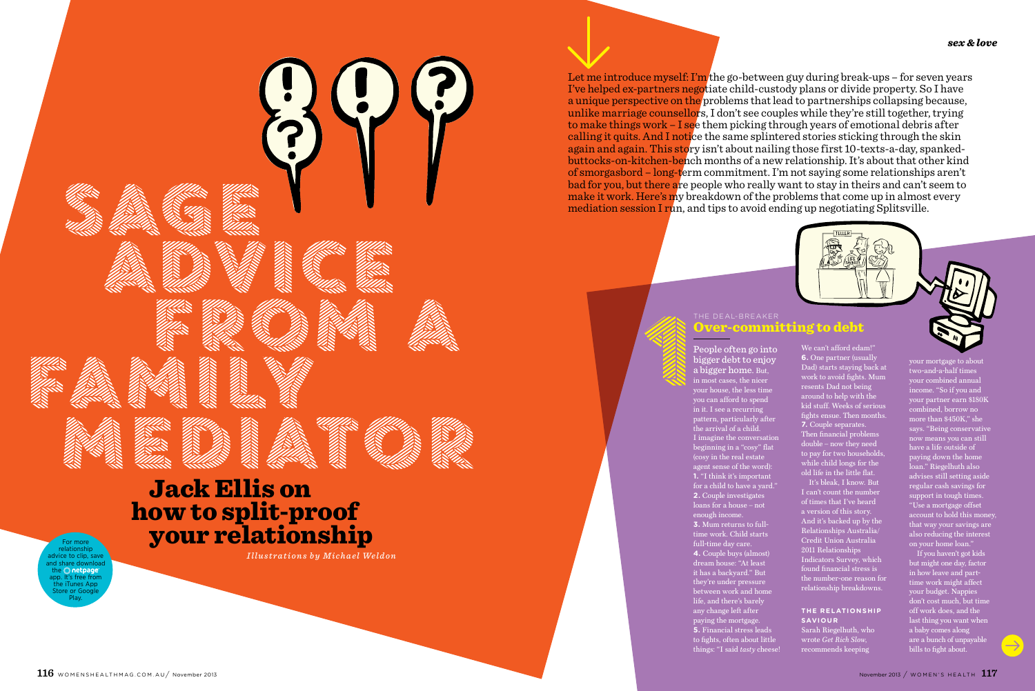# Sage advice from a family mediator

## Jack Ellis on how to split-proof your relationship

*Illustrations by Michael Weldon*

For more relationship advice to clip, save and share download the netpage app. It's free from the iTunes App Store or Google Play.

Let me introduce myself: I'm the go-between guy during break-ups – for seven years I've helped ex-partners negotiate child-custody plans or divide property. So I have a unique perspective on the problems that lead to partnerships collapsing because, unlike marriage counsellors, I don't see couples while they're still together, trying to make things work – I see them picking through years of emotional debris after calling it quits. And I notice the same splintered stories sticking through the skin again and again. This story isn't about nailing those first 10-texts-a-day, spanked-buttocks-on-kitchen-bench months of a new relationship. It's about that other kind of smorgasbord – long-term commitment. I'm not saying some relationships aren't bad for you, but there are people who really want to stay in theirs and can't seem to make it work. Here's my breakdown of the problems that come up in almost every mediation session I run, and tips to avoid ending up negotiating Splitsville.

### 1 THE DEAL-BREAKER
## Over-committing to debt

People often go into bigger debt to enjoy a bigger home. But, in most cases, the nicer your house, the less time you can afford to spend in it. I see a recurring pattern, particularly after the arrival of a child. I imagine the conversation beginning in a "cosy" flat (cosy in the real estate agent sense of the word):
**1.** "I think it's important for a child to have a yard."
**2.** Couple investigates loans for a house – not enough income.
**3.** Mum returns to full-time work. Child starts full-time day care.
**4.** Couple buys (almost) dream house: "At least it has a backyard." But they're under pressure between work and home life, and there's barely any change left after paying the mortgage.
**5.** Financial stress leads to fights, often about little things: "I said *tasty* cheese! We can't afford edam!"
**6.** One partner (usually Dad) starts staying back at work to avoid fights. Mum resents Dad not being around to help with the kid stuff. Weeks of serious fights ensue. Then months.
**7.** Couple separates. Then financial problems double – now they need to pay for two households, while child longs for the old life in the little flat.

It's bleak, I know. But I can't count the number of times that I've heard a version of this story. And it's backed up by the Relationships Australia/Credit Union Australia 2011 Relationships Indicators Survey, which found financial stress is the number-one reason for relationship breakdowns.

**THE RELATIONSHIP SAVIOUR**
Sarah Riegelhuth, who wrote *Get Rich Slow*, recommends keeping your mortgage to about two-and-a-half times your combined annual income. "So if you and your partner earn $180K combined, borrow no more than $450K," she says. "Being conservative now means you can still have a life outside of paying down the home loan." Riegelhuth also advises still setting aside regular cash savings for support in tough times. "Use a mortgage offset account to hold this money, that way your savings are also reducing the interest on your home loan."

If you haven't got kids but might one day, factor in how leave and part-time work might affect your budget. Nappies don't cost much, but time off work does, and the last thing you want when a baby comes along are a bunch of unpayable bills to fight about.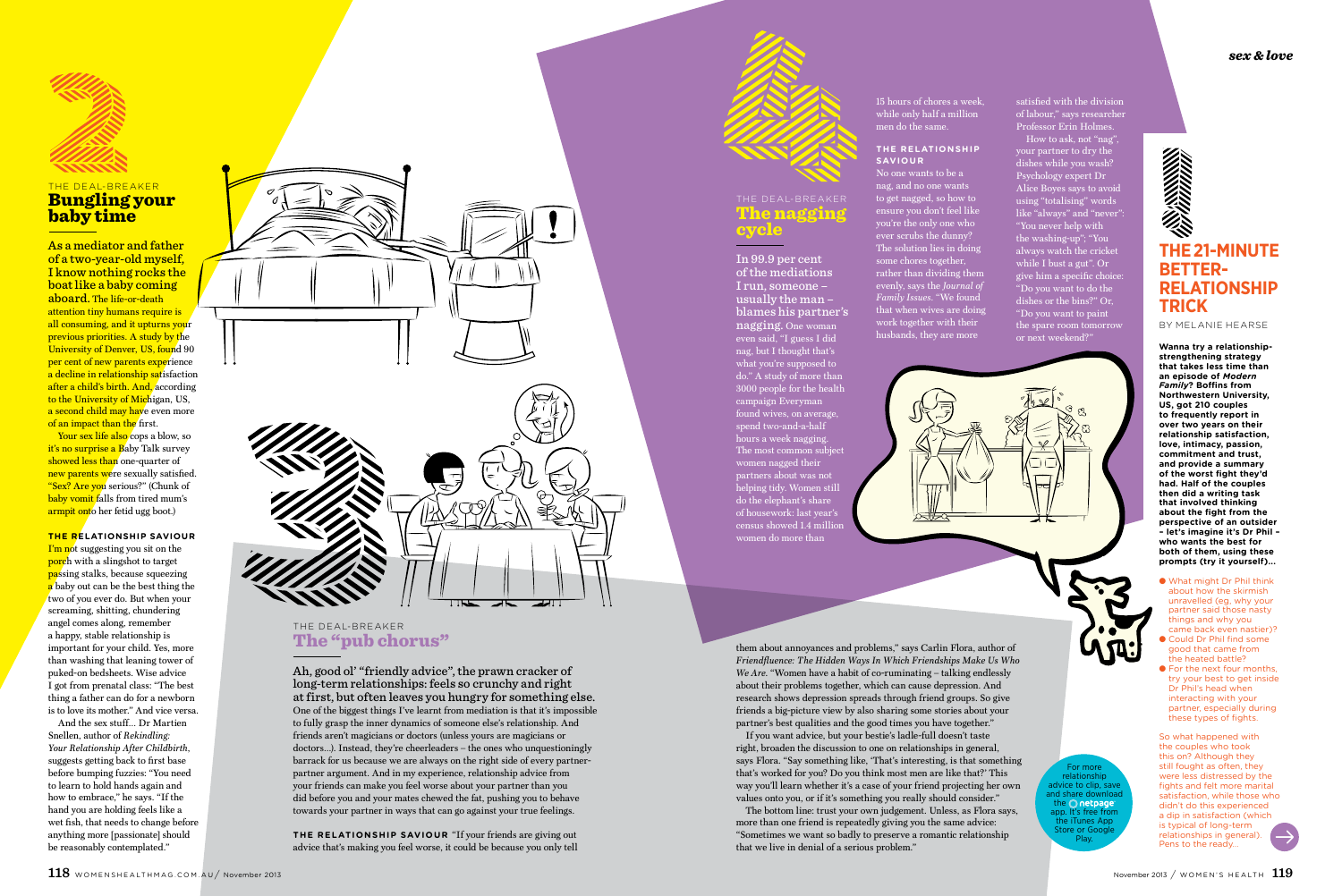## 2

THE DEAL-BREAKER

## Bungling your baby time

**As a mediator and father of a two-year-old myself, I know nothing rocks the boat like a baby coming aboard.** The life-or-death attention tiny humans require is all consuming, and it upturns your previous priorities. A study by the University of Denver, US, found 90 per cent of new parents experience a decline in relationship satisfaction after a child's birth. And, according to the University of Michigan, US, a second child may have even more of an impact than the first.

Your sex life also cops a blow, so it's no surprise a Baby Talk survey showed less than one-quarter of new parents were sexually satisfied. "Sex? Are you serious?" (Chunk of baby vomit falls from tired mum's armpit onto her fetid ugg boot.)

**THE RELATIONSHIP SAVIOUR**

I'm not suggesting you sit on the porch with a slingshot to target passing stalks, because squeezing a baby out can be the best thing the two of you ever do. But when your screaming, shitting, chundering angel comes along, remember a happy, stable relationship is important for your child. Yes, more than washing that leaning tower of puked-on bedsheets. Wise advice I got from prenatal class: "The best thing a father can do for a newborn is to love its mother." And vice versa.

And the sex stuff... Dr Martien Snellen, author of *Rekindling: Your Relationship After Childbirth*, suggests getting back to first base before bumping fuzzies: "You need to learn to hold hands again and how to embrace," he says. "If the hand you are holding feels like a wet fish, that needs to change before anything more [passionate] should be reasonably contemplated."

## 3

THE DEAL-BREAKER

## The "pub chorus"

**Ah, good ol' "friendly advice", the prawn cracker of long-term relationships: feels so crunchy and right at first, but often leaves you hungry for something else.** One of the biggest things I've learnt from mediation is that it's impossible to fully grasp the inner dynamics of someone else's relationship. And friends aren't magicians or doctors (unless yours are magicians or doctors...). Instead, they're cheerleaders – the ones who unquestioningly barrack for us because we are always on the right side of every partner-partner argument. And in my experience, relationship advice from your friends can make you feel worse about your partner than you did before you and your mates chewed the fat, pushing you to behave towards your partner in ways that can go against your true feelings.

**THE RELATIONSHIP SAVIOUR** "If your friends are giving out advice that's making you feel worse, it could be because you only tell them about annoyances and problems," says Carlin Flora, author of *Friendfluence: The Hidden Ways In Which Friendships Make Us Who We Are*. "Women have a habit of co-ruminating – talking endlessly about their problems together, which can cause depression. And research shows depression spreads through friend groups. So give friends a big-picture view by also sharing some stories about your partner's best qualities and the good times you have together."

If you want advice, but your bestie's ladle-full doesn't taste right, broaden the discussion to one on relationships in general, says Flora. "Say something like, 'That's interesting, is that something that's worked for you? Do you think most men are like that?' This way you'll learn whether it's a case of your friend projecting her own values onto you, or if it's something you really should consider."

The bottom line: trust your own judgement. Unless, as Flora says, more than one friend is repeatedly giving you the same advice: "Sometimes we want so badly to preserve a romantic relationship that we live in denial of a serious problem."

## 4

THE DEAL-BREAKER

## The nagging cycle

**In 99.9 per cent of the mediations I run, someone – usually the man – blames his partner's nagging.** One woman even said, "I guess I did nag, but I thought that's what you're supposed to do." A study of more than 3000 people for the health campaign Everyman found wives, on average, spend two-and-a-half hours a week nagging. The most common subject women nagged their partners about was not helping tidy. Women still do the elephant's share of housework: last year's census showed 1.4 million women do more than 15 hours of chores a week, while only half a million men do the same.

**THE RELATIONSHIP SAVIOUR**

No one wants to be a nag, and no one wants to get nagged, so how to ensure you don't feel like you're the only one who ever scrubs the dunny? The solution lies in doing some chores together, rather than dividing them evenly, says the *Journal of Family Issues*. "We found that when wives are doing work together with their husbands, they are more satisfied with the division of labour," says researcher Professor Erin Holmes.

How to ask, not "nag", your partner to dry the dishes while you wash? Psychology expert Dr Alice Boyes says to avoid using "totalising" words like "always" and "never": "You never help with the washing-up"; "You always watch the cricket while I bust a gut". Or give him a specific choice: "Do you want to do the dishes or the bins?" Or, "Do you want to paint the spare room tomorrow or next weekend?"

## THE 21-MINUTE BETTER-RELATIONSHIP TRICK

BY MELANIE HEARSE

**Wanna try a relationship-strengthening strategy that takes less time than an episode of *Modern Family*? Boffins from Northwestern University, US, got 210 couples to frequently report in over two years on their relationship satisfaction, love, intimacy, passion, commitment and trust, and provide a summary of the worst fight they'd had. Half of the couples then did a writing task that involved thinking about the fight from the perspective of an outsider – let's imagine it's Dr Phil – who wants the best for both of them, using these prompts (try it yourself)...**

- What might Dr Phil think about how the skirmish unravelled (eg, why your partner said those nasty things and why you came back even nastier)?
- Could Dr Phil find some good that came from the heated battle?
- For the next four months, try your best to get inside Dr Phil's head when interacting with your partner, especially during these types of fights.

So what happened with the couples who took this on? Although they still fought as often, they were less distressed by the fights and felt more marital satisfaction, while those who didn't do this experienced a dip in satisfaction (which is typical of long-term relationships in general). Pens to the ready...

For more relationship advice to clip, save and share download the netpage app. It's free from the iTunes App Store or Google Play.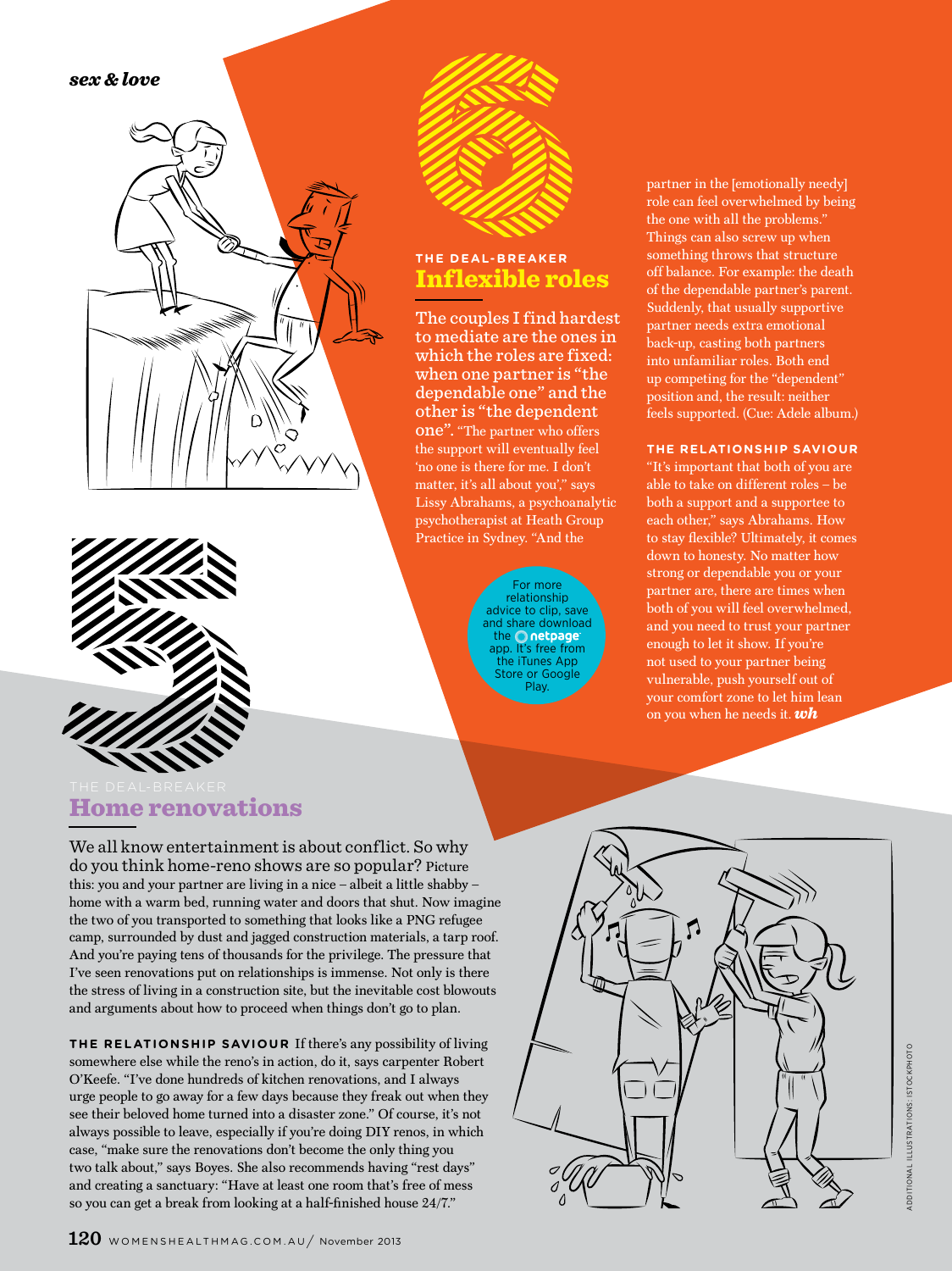## 6

THE DEAL-BREAKER

## Inflexible roles

The couples I find hardest to mediate are the ones in which the roles are fixed: when one partner is "the dependable one" and the other is "the dependent one". "The partner who offers the support will eventually feel 'no one is there for me. I don't matter, it's all about you'," says Lissy Abrahams, a psychoanalytic psychotherapist at Heath Group Practice in Sydney. "And the partner in the [emotionally needy] role can feel overwhelmed by being the one with all the problems." Things can also screw up when something throws that structure off balance. For example: the death of the dependable partner's parent. Suddenly, that usually supportive partner needs extra emotional back-up, casting both partners into unfamiliar roles. Both end up competing for the "dependent" position and, the result: neither feels supported. (Cue: Adele album.)

**THE RELATIONSHIP SAVIOUR**

"It's important that both of you are able to take on different roles – be both a support and a supportee to each other," says Abrahams. How to stay flexible? Ultimately, it comes down to honesty. No matter how strong or dependable you or your partner are, there are times when both of you will feel overwhelmed, and you need to trust your partner enough to let it show. If you're not used to your partner being vulnerable, push yourself out of your comfort zone to let him lean on you when he needs it. ***wh***

For more relationship advice to clip, save and share download the netpage app. It's free from the iTunes App Store or Google Play.

## 5

THE DEAL-BREAKER

## Home renovations

We all know entertainment is about conflict. So why do you think home-reno shows are so popular? Picture this: you and your partner are living in a nice – albeit a little shabby – home with a warm bed, running water and doors that shut. Now imagine the two of you transported to something that looks like a PNG refugee camp, surrounded by dust and jagged construction materials, a tarp roof. And you're paying tens of thousands for the privilege. The pressure that I've seen renovations put on relationships is immense. Not only is there the stress of living in a construction site, but the inevitable cost blowouts and arguments about how to proceed when things don't go to plan.

**THE RELATIONSHIP SAVIOUR** If there's any possibility of living somewhere else while the reno's in action, do it, says carpenter Robert O'Keefe. "I've done hundreds of kitchen renovations, and I always urge people to go away for a few days because they freak out when they see their beloved home turned into a disaster zone." Of course, it's not always possible to leave, especially if you're doing DIY renos, in which case, "make sure the renovations don't become the only thing you two talk about," says Boyes. She also recommends having "rest days" and creating a sanctuary: "Have at least one room that's free of mess so you can get a break from looking at a half-finished house 24/7."

ADDITIONAL ILLUSTRATIONS: ISTOCKPHOTO